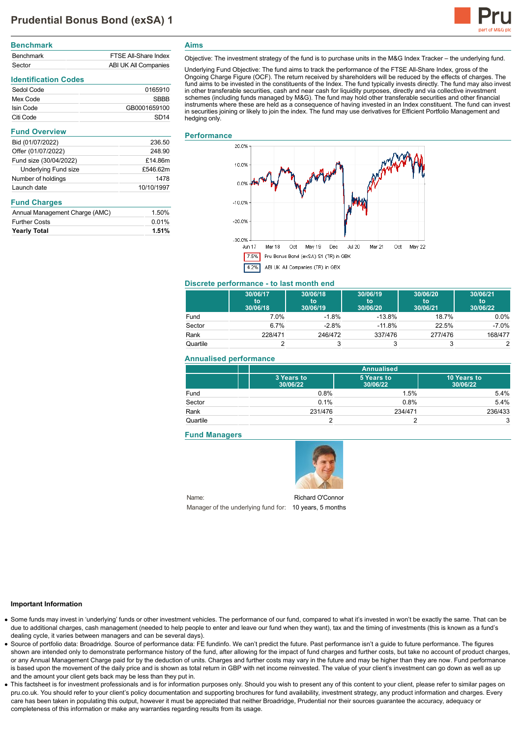# Prudential Bonus Bond (exSA) 1

## Benchmark

| | |
|---|---|
| Benchmark | FTSE All-Share Index |
| Sector | ABI UK All Companies |

## Identification Codes

| | |
|---|---|
| Sedol Code | 0165910 |
| Mex Code | SBBB |
| Isin Code | GB0001659100 |
| Citi Code | SD14 |

## Fund Overview

| | |
|---|---|
| Bid (01/07/2022) | 236.50 |
| Offer (01/07/2022) | 248.90 |
| Fund size (30/04/2022) | £14.86m |
| Underlying Fund size | £546.62m |
| Number of holdings | 1478 |
| Launch date | 10/10/1997 |

## Fund Charges

| | |
|---|---|
| Annual Management Charge (AMC) | 1.50% |
| Further Costs | 0.01% |
| **Yearly Total** | **1.51%** |

## Aims

Objective: The investment strategy of the fund is to purchase units in the M&G Index Tracker – the underlying fund.

Underlying Fund Objective: The fund aims to track the performance of the FTSE All-Share Index, gross of the Ongoing Charge Figure (OCF). The return received by shareholders will be reduced by the effects of charges. The fund aims to be invested in the constituents of the Index. The fund typically invests directly. The fund may also invest in other transferable securities, cash and near cash for liquidity purposes, directly and via collective investment schemes (including funds managed by M&G). The fund may hold other transferable securities and other financial instruments where these are held as a consequence of having invested in an Index constituent. The fund can invest in securities joining or likely to join the index. The fund may use derivatives for Efficient Portfolio Management and hedging only.

## Performance

7.5% Pru Bonus Bond (exSA) S1 (TR) in GBX

4.2% ABI UK All Companies (TR) in GBX

## Discrete performance - to last month end

| | 30/06/17 to 30/06/18 | 30/06/18 to 30/06/19 | 30/06/19 to 30/06/20 | 30/06/20 to 30/06/21 | 30/06/21 to 30/06/22 |
|---|---|---|---|---|---|
| Fund | 7.0% | -1.8% | -13.8% | 18.7% | 0.0% |
| Sector | 6.7% | -2.8% | -11.8% | 22.5% | -7.0% |
| Rank | 228/471 | 246/472 | 337/476 | 277/476 | 168/477 |
| Quartile | 2 | 3 | 3 | 3 | 2 |

## Annualised performance

| | Annualised | | |
|---|---|---|---|
| | 3 Years to 30/06/22 | 5 Years to 30/06/22 | 10 Years to 30/06/22 |
| Fund | 0.8% | 1.5% | 5.4% |
| Sector | 0.1% | 0.8% | 5.4% |
| Rank | 231/476 | 234/471 | 236/433 |
| Quartile | 2 | 2 | 3 |

## Fund Managers

Name: Richard O'Connor

Manager of the underlying fund for: 10 years, 5 months

### Important Information

- Some funds may invest in 'underlying' funds or other investment vehicles. The performance of our fund, compared to what it's invested in won't be exactly the same. That can be due to additional charges, cash management (needed to help people to enter and leave our fund when they want), tax and the timing of investments (this is known as a fund's dealing cycle, it varies between managers and can be several days).
- Source of portfolio data: Broadridge. Source of performance data: FE fundinfo. We can't predict the future. Past performance isn't a guide to future performance. The figures shown are intended only to demonstrate performance history of the fund, after allowing for the impact of fund charges and further costs, but take no account of product charges, or any Annual Management Charge paid for by the deduction of units. Charges and further costs may vary in the future and may be higher than they are now. Fund performance is based upon the movement of the daily price and is shown as total return in GBP with net income reinvested. The value of your client's investment can go down as well as up and the amount your client gets back may be less than they put in.
- This factsheet is for investment professionals and is for information purposes only. Should you wish to present any of this content to your client, please refer to similar pages on pru.co.uk. You should refer to your client's policy documentation and supporting brochures for fund availability, investment strategy, any product information and charges. Every care has been taken in populating this output, however it must be appreciated that neither Broadridge, Prudential nor their sources guarantee the accuracy, adequacy or completeness of this information or make any warranties regarding results from its usage.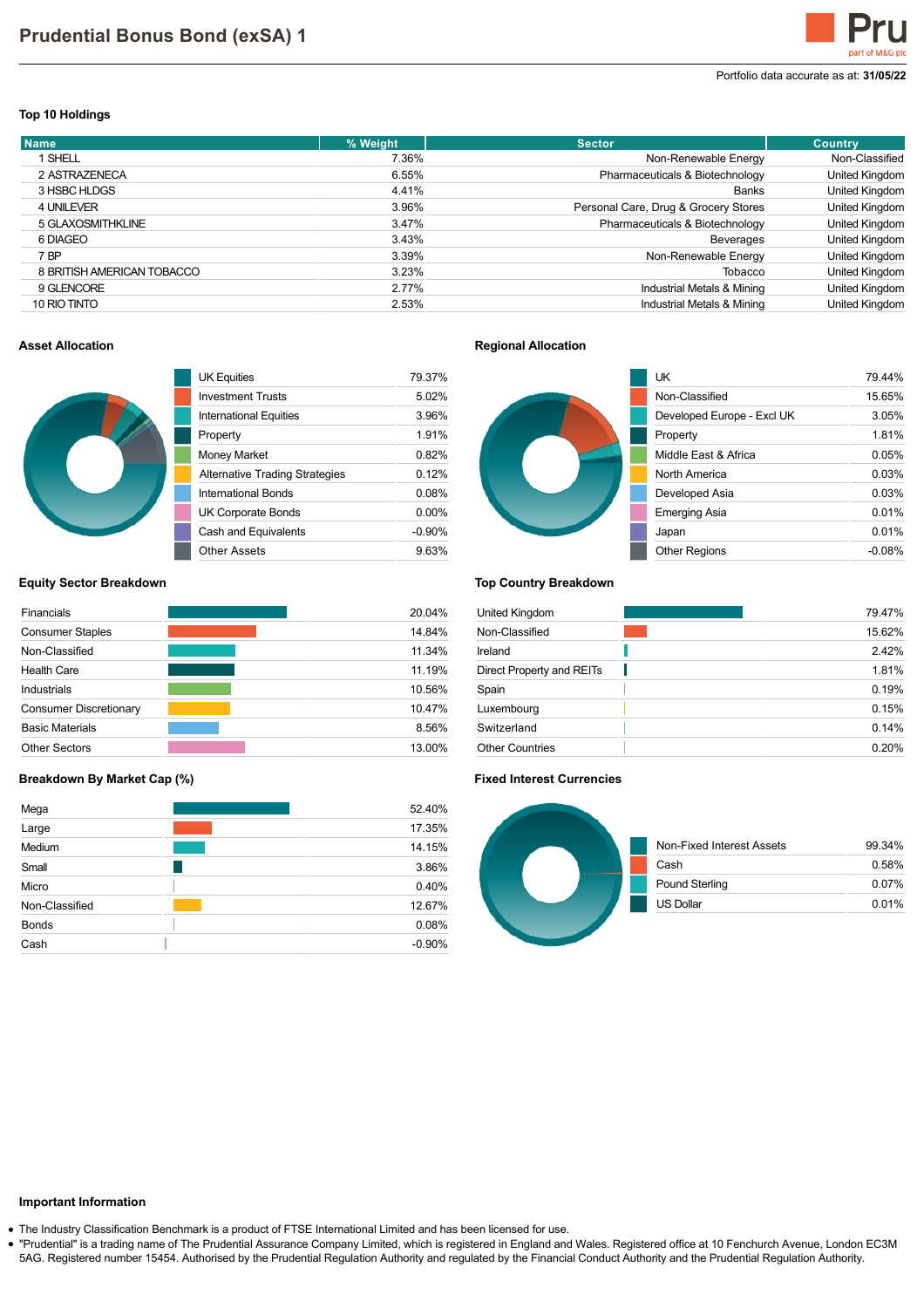# Prudential Bonus Bond (exSA) 1

Portfolio data accurate as at: **31/05/22**

## Top 10 Holdings

| Name | % Weight | Sector | Country |
|---|---|---|---|
| 1 SHELL | 7.36% | Non-Renewable Energy | Non-Classified |
| 2 ASTRAZENECA | 6.55% | Pharmaceuticals & Biotechnology | United Kingdom |
| 3 HSBC HLDGS | 4.41% | Banks | United Kingdom |
| 4 UNILEVER | 3.96% | Personal Care, Drug & Grocery Stores | United Kingdom |
| 5 GLAXOSMITHKLINE | 3.47% | Pharmaceuticals & Biotechnology | United Kingdom |
| 6 DIAGEO | 3.43% | Beverages | United Kingdom |
| 7 BP | 3.39% | Non-Renewable Energy | United Kingdom |
| 8 BRITISH AMERICAN TOBACCO | 3.23% | Tobacco | United Kingdom |
| 9 GLENCORE | 2.77% | Industrial Metals & Mining | United Kingdom |
| 10 RIO TINTO | 2.53% | Industrial Metals & Mining | United Kingdom |

## Asset Allocation

UK Equities 79.37%
Investment Trusts 5.02%
International Equities 3.96%
Property 1.91%
Money Market 0.82%
Alternative Trading Strategies 0.12%
International Bonds 0.08%
UK Corporate Bonds 0.00%
Cash and Equivalents -0.90%
Other Assets 9.63%

## Regional Allocation

UK 79.44%
Non-Classified 15.65%
Developed Europe - Excl UK 3.05%
Property 1.81%
Middle East & Africa 0.05%
North America 0.03%
Developed Asia 0.03%
Emerging Asia 0.01%
Japan 0.01%
Other Regions -0.08%

## Equity Sector Breakdown

Financials 20.04%
Consumer Staples 14.84%
Non-Classified 11.34%
Health Care 11.19%
Industrials 10.56%
Consumer Discretionary 10.47%
Basic Materials 8.56%
Other Sectors 13.00%

## Top Country Breakdown

United Kingdom 79.47%
Non-Classified 15.62%
Ireland 2.42%
Direct Property and REITs 1.81%
Spain 0.19%
Luxembourg 0.15%
Switzerland 0.14%
Other Countries 0.20%

## Breakdown By Market Cap (%)

Mega 52.40%
Large 17.35%
Medium 14.15%
Small 3.86%
Micro 0.40%
Non-Classified 12.67%
Bonds 0.08%
Cash -0.90%

## Fixed Interest Currencies

Non-Fixed Interest Assets 99.34%
Cash 0.58%
Pound Sterling 0.07%
US Dollar 0.01%

## Important Information

- The Industry Classification Benchmark is a product of FTSE International Limited and has been licensed for use.
- "Prudential" is a trading name of The Prudential Assurance Company Limited, which is registered in England and Wales. Registered office at 10 Fenchurch Avenue, London EC3M 5AG. Registered number 15454. Authorised by the Prudential Regulation Authority and regulated by the Financial Conduct Authority and the Prudential Regulation Authority.